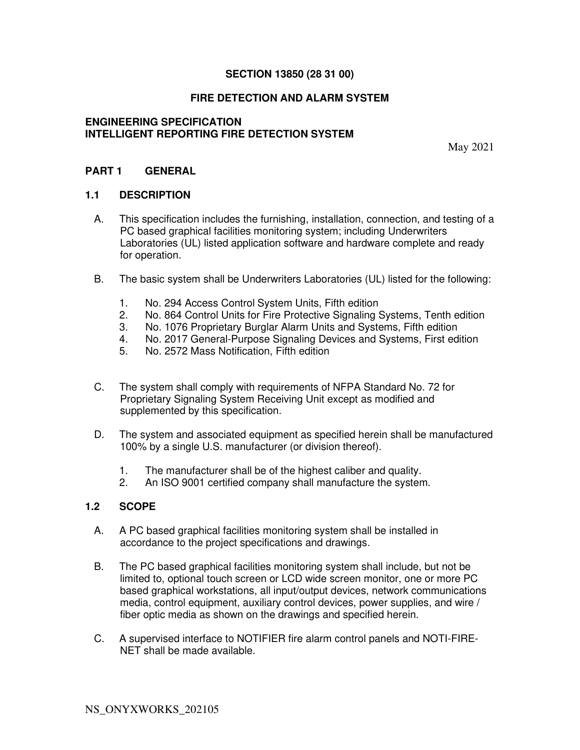# SECTION 13850 (28 31 00)

# FIRE DETECTION AND ALARM SYSTEM

**ENGINEERING SPECIFICATION**
**INTELLIGENT REPORTING FIRE DETECTION SYSTEM**

May 2021

## PART 1 GENERAL

### 1.1 DESCRIPTION

A. This specification includes the furnishing, installation, connection, and testing of a PC based graphical facilities monitoring system; including Underwriters Laboratories (UL) listed application software and hardware complete and ready for operation.

B. The basic system shall be Underwriters Laboratories (UL) listed for the following:

1. No. 294 Access Control System Units, Fifth edition
2. No. 864 Control Units for Fire Protective Signaling Systems, Tenth edition
3. No. 1076 Proprietary Burglar Alarm Units and Systems, Fifth edition
4. No. 2017 General-Purpose Signaling Devices and Systems, First edition
5. No. 2572 Mass Notification, Fifth edition

C. The system shall comply with requirements of NFPA Standard No. 72 for Proprietary Signaling System Receiving Unit except as modified and supplemented by this specification.

D. The system and associated equipment as specified herein shall be manufactured 100% by a single U.S. manufacturer (or division thereof).

1. The manufacturer shall be of the highest caliber and quality.
2. An ISO 9001 certified company shall manufacture the system.

### 1.2 SCOPE

A. A PC based graphical facilities monitoring system shall be installed in accordance to the project specifications and drawings.

B. The PC based graphical facilities monitoring system shall include, but not be limited to, optional touch screen or LCD wide screen monitor, one or more PC based graphical workstations, all input/output devices, network communications media, control equipment, auxiliary control devices, power supplies, and wire / fiber optic media as shown on the drawings and specified herein.

C. A supervised interface to NOTIFIER fire alarm control panels and NOTI-FIRE-NET shall be made available.

NS_ONYXWORKS_202105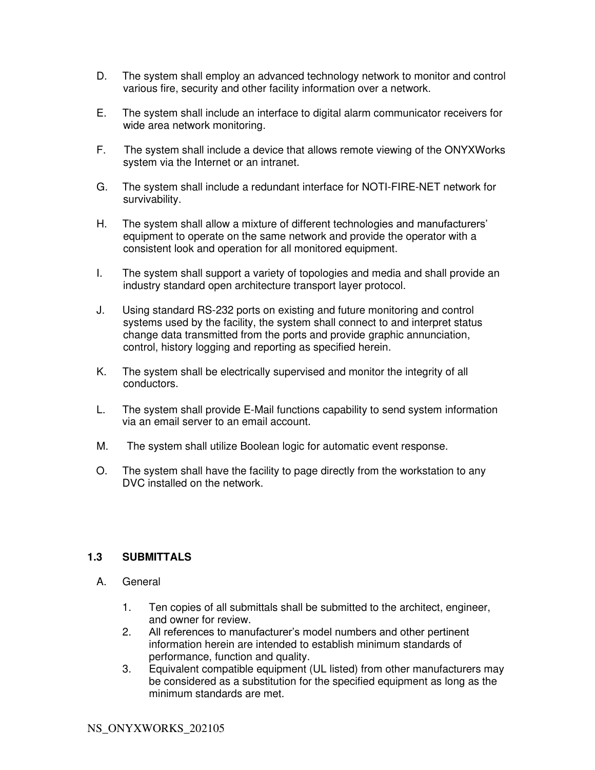D. The system shall employ an advanced technology network to monitor and control various fire, security and other facility information over a network.

E. The system shall include an interface to digital alarm communicator receivers for wide area network monitoring.

F. The system shall include a device that allows remote viewing of the ONYXWorks system via the Internet or an intranet.

G. The system shall include a redundant interface for NOTI-FIRE-NET network for survivability.

H. The system shall allow a mixture of different technologies and manufacturers' equipment to operate on the same network and provide the operator with a consistent look and operation for all monitored equipment.

I. The system shall support a variety of topologies and media and shall provide an industry standard open architecture transport layer protocol.

J. Using standard RS-232 ports on existing and future monitoring and control systems used by the facility, the system shall connect to and interpret status change data transmitted from the ports and provide graphic annunciation, control, history logging and reporting as specified herein.

K. The system shall be electrically supervised and monitor the integrity of all conductors.

L. The system shall provide E-Mail functions capability to send system information via an email server to an email account.

M. The system shall utilize Boolean logic for automatic event response.

O. The system shall have the facility to page directly from the workstation to any DVC installed on the network.

### 1.3 SUBMITTALS

A. General

1. Ten copies of all submittals shall be submitted to the architect, engineer, and owner for review.
2. All references to manufacturer's model numbers and other pertinent information herein are intended to establish minimum standards of performance, function and quality.
3. Equivalent compatible equipment (UL listed) from other manufacturers may be considered as a substitution for the specified equipment as long as the minimum standards are met.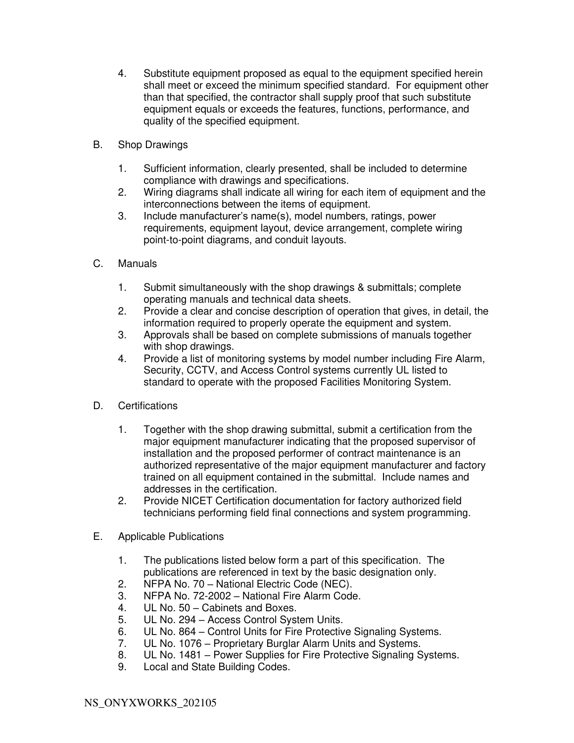4. Substitute equipment proposed as equal to the equipment specified herein shall meet or exceed the minimum specified standard. For equipment other than that specified, the contractor shall supply proof that such substitute equipment equals or exceeds the features, functions, performance, and quality of the specified equipment.

B. Shop Drawings

1. Sufficient information, clearly presented, shall be included to determine compliance with drawings and specifications.
2. Wiring diagrams shall indicate all wiring for each item of equipment and the interconnections between the items of equipment.
3. Include manufacturer's name(s), model numbers, ratings, power requirements, equipment layout, device arrangement, complete wiring point-to-point diagrams, and conduit layouts.

C. Manuals

1. Submit simultaneously with the shop drawings & submittals; complete operating manuals and technical data sheets.
2. Provide a clear and concise description of operation that gives, in detail, the information required to properly operate the equipment and system.
3. Approvals shall be based on complete submissions of manuals together with shop drawings.
4. Provide a list of monitoring systems by model number including Fire Alarm, Security, CCTV, and Access Control systems currently UL listed to standard to operate with the proposed Facilities Monitoring System.

D. Certifications

1. Together with the shop drawing submittal, submit a certification from the major equipment manufacturer indicating that the proposed supervisor of installation and the proposed performer of contract maintenance is an authorized representative of the major equipment manufacturer and factory trained on all equipment contained in the submittal. Include names and addresses in the certification.
2. Provide NICET Certification documentation for factory authorized field technicians performing field final connections and system programming.

E. Applicable Publications

1. The publications listed below form a part of this specification. The publications are referenced in text by the basic designation only.
2. NFPA No. 70 – National Electric Code (NEC).
3. NFPA No. 72-2002 – National Fire Alarm Code.
4. UL No. 50 – Cabinets and Boxes.
5. UL No. 294 – Access Control System Units.
6. UL No. 864 – Control Units for Fire Protective Signaling Systems.
7. UL No. 1076 – Proprietary Burglar Alarm Units and Systems.
8. UL No. 1481 – Power Supplies for Fire Protective Signaling Systems.
9. Local and State Building Codes.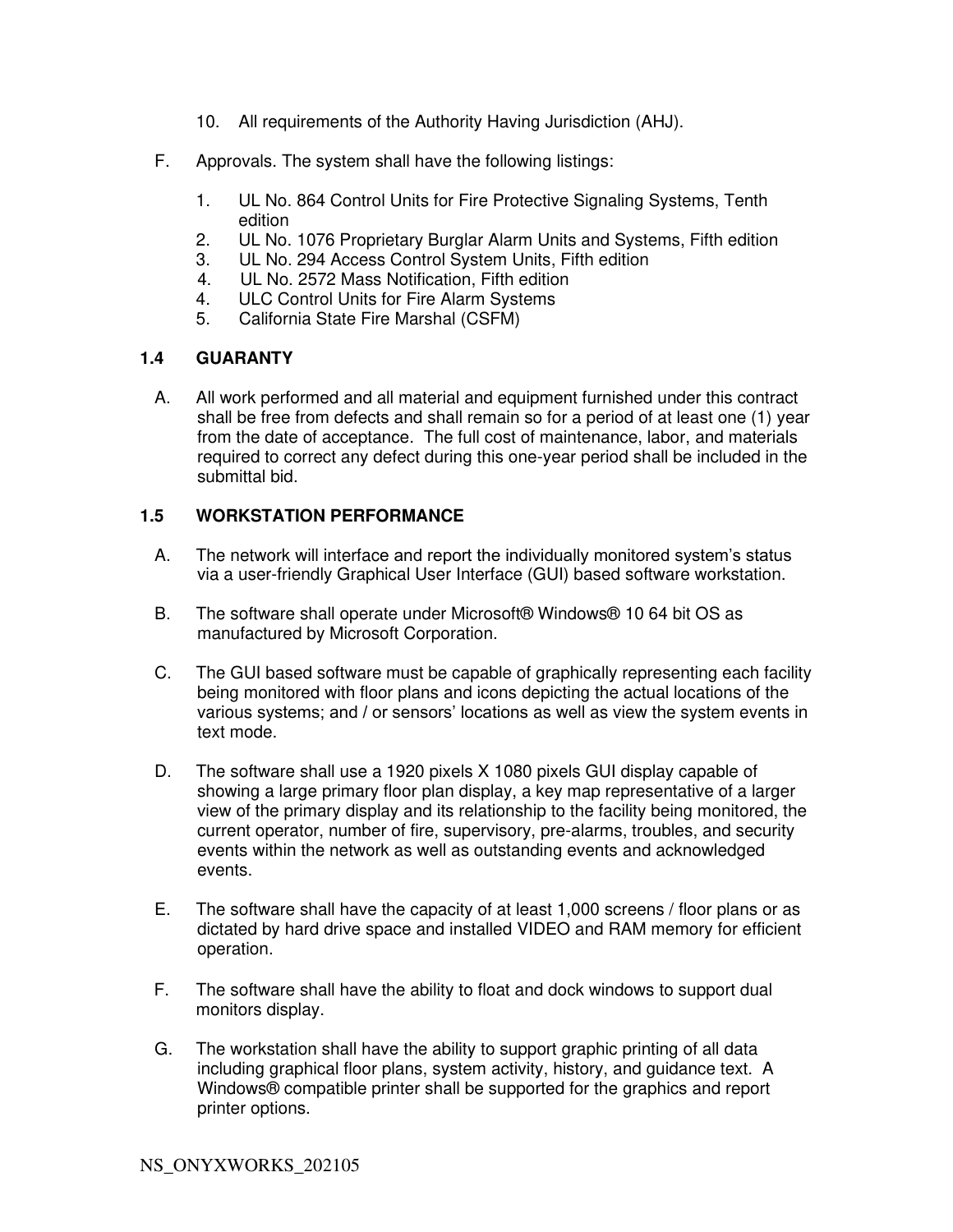10. All requirements of the Authority Having Jurisdiction (AHJ).

F. Approvals. The system shall have the following listings:

1. UL No. 864 Control Units for Fire Protective Signaling Systems, Tenth edition
2. UL No. 1076 Proprietary Burglar Alarm Units and Systems, Fifth edition
3. UL No. 294 Access Control System Units, Fifth edition
4. UL No. 2572 Mass Notification, Fifth edition
4. ULC Control Units for Fire Alarm Systems
5. California State Fire Marshal (CSFM)

### 1.4 GUARANTY

A. All work performed and all material and equipment furnished under this contract shall be free from defects and shall remain so for a period of at least one (1) year from the date of acceptance. The full cost of maintenance, labor, and materials required to correct any defect during this one-year period shall be included in the submittal bid.

### 1.5 WORKSTATION PERFORMANCE

A. The network will interface and report the individually monitored system's status via a user-friendly Graphical User Interface (GUI) based software workstation.

B. The software shall operate under Microsoft® Windows® 10 64 bit OS as manufactured by Microsoft Corporation.

C. The GUI based software must be capable of graphically representing each facility being monitored with floor plans and icons depicting the actual locations of the various systems; and / or sensors' locations as well as view the system events in text mode.

D. The software shall use a 1920 pixels X 1080 pixels GUI display capable of showing a large primary floor plan display, a key map representative of a larger view of the primary display and its relationship to the facility being monitored, the current operator, number of fire, supervisory, pre-alarms, troubles, and security events within the network as well as outstanding events and acknowledged events.

E. The software shall have the capacity of at least 1,000 screens / floor plans or as dictated by hard drive space and installed VIDEO and RAM memory for efficient operation.

F. The software shall have the ability to float and dock windows to support dual monitors display.

G. The workstation shall have the ability to support graphic printing of all data including graphical floor plans, system activity, history, and guidance text. A Windows® compatible printer shall be supported for the graphics and report printer options.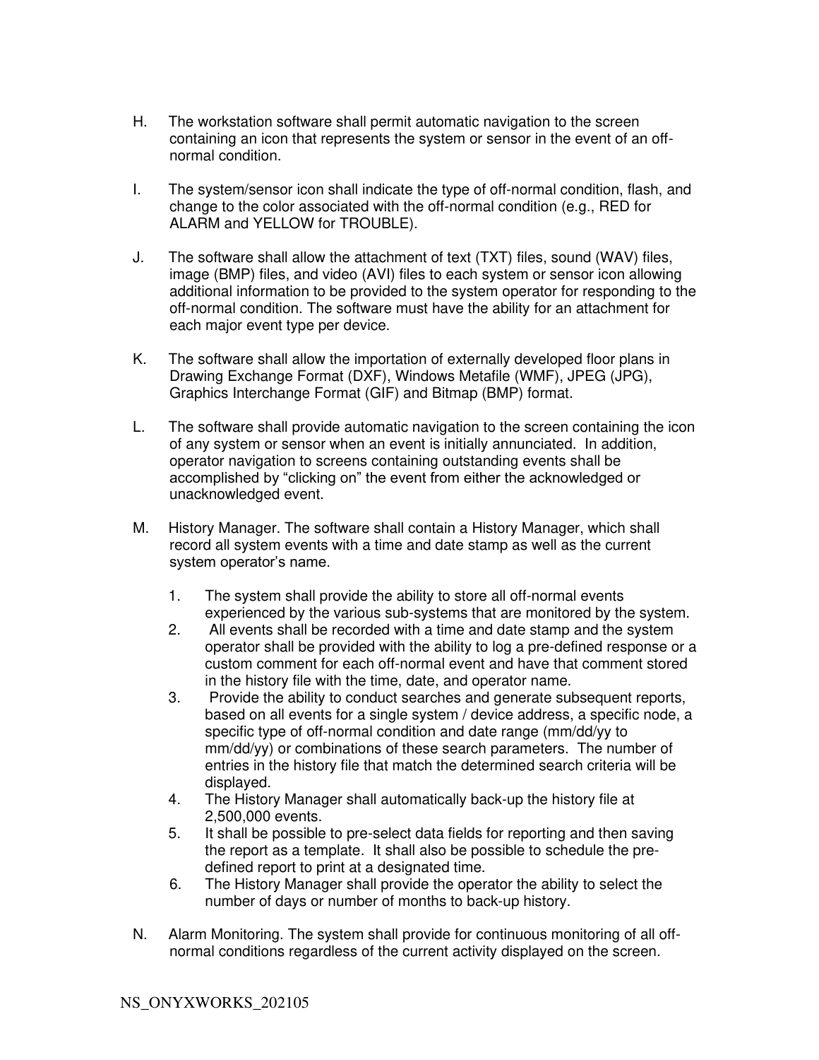H. The workstation software shall permit automatic navigation to the screen containing an icon that represents the system or sensor in the event of an off-normal condition.

I. The system/sensor icon shall indicate the type of off-normal condition, flash, and change to the color associated with the off-normal condition (e.g., RED for ALARM and YELLOW for TROUBLE).

J. The software shall allow the attachment of text (TXT) files, sound (WAV) files, image (BMP) files, and video (AVI) files to each system or sensor icon allowing additional information to be provided to the system operator for responding to the off-normal condition. The software must have the ability for an attachment for each major event type per device.

K. The software shall allow the importation of externally developed floor plans in Drawing Exchange Format (DXF), Windows Metafile (WMF), JPEG (JPG), Graphics Interchange Format (GIF) and Bitmap (BMP) format.

L. The software shall provide automatic navigation to the screen containing the icon of any system or sensor when an event is initially annunciated. In addition, operator navigation to screens containing outstanding events shall be accomplished by “clicking on” the event from either the acknowledged or unacknowledged event.

M. History Manager. The software shall contain a History Manager, which shall record all system events with a time and date stamp as well as the current system operator’s name.

1. The system shall provide the ability to store all off-normal events experienced by the various sub-systems that are monitored by the system.
2. All events shall be recorded with a time and date stamp and the system operator shall be provided with the ability to log a pre-defined response or a custom comment for each off-normal event and have that comment stored in the history file with the time, date, and operator name.
3. Provide the ability to conduct searches and generate subsequent reports, based on all events for a single system / device address, a specific node, a specific type of off-normal condition and date range (mm/dd/yy to mm/dd/yy) or combinations of these search parameters. The number of entries in the history file that match the determined search criteria will be displayed.
4. The History Manager shall automatically back-up the history file at 2,500,000 events.
5. It shall be possible to pre-select data fields for reporting and then saving the report as a template. It shall also be possible to schedule the pre-defined report to print at a designated time.
6. The History Manager shall provide the operator the ability to select the number of days or number of months to back-up history.

N. Alarm Monitoring. The system shall provide for continuous monitoring of all off-normal conditions regardless of the current activity displayed on the screen.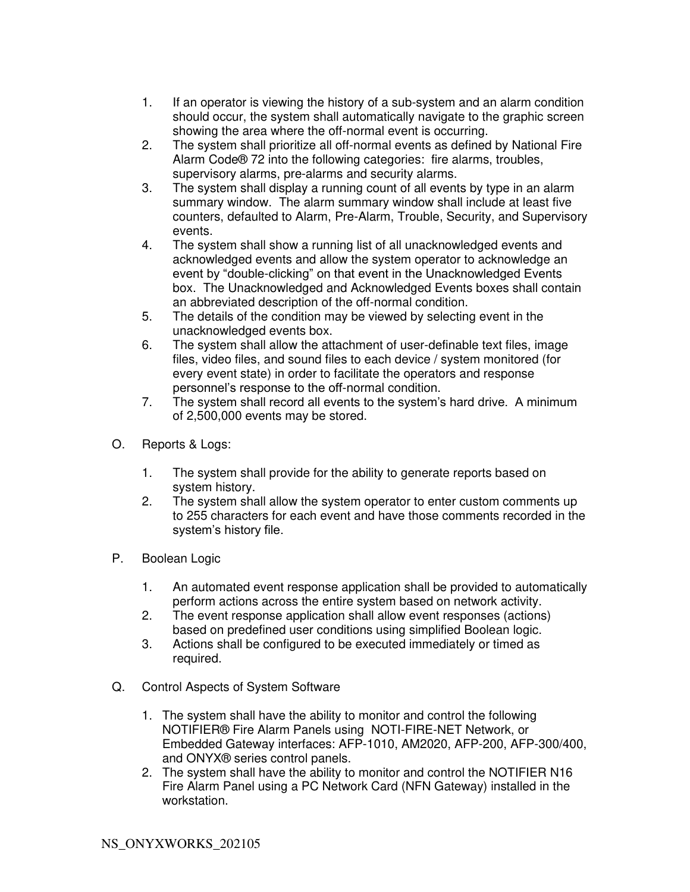1. If an operator is viewing the history of a sub-system and an alarm condition should occur, the system shall automatically navigate to the graphic screen showing the area where the off-normal event is occurring.
2. The system shall prioritize all off-normal events as defined by National Fire Alarm Code® 72 into the following categories: fire alarms, troubles, supervisory alarms, pre-alarms and security alarms.
3. The system shall display a running count of all events by type in an alarm summary window. The alarm summary window shall include at least five counters, defaulted to Alarm, Pre-Alarm, Trouble, Security, and Supervisory events.
4. The system shall show a running list of all unacknowledged events and acknowledged events and allow the system operator to acknowledge an event by "double-clicking" on that event in the Unacknowledged Events box. The Unacknowledged and Acknowledged Events boxes shall contain an abbreviated description of the off-normal condition.
5. The details of the condition may be viewed by selecting event in the unacknowledged events box.
6. The system shall allow the attachment of user-definable text files, image files, video files, and sound files to each device / system monitored (for every event state) in order to facilitate the operators and response personnel's response to the off-normal condition.
7. The system shall record all events to the system's hard drive. A minimum of 2,500,000 events may be stored.

O. Reports & Logs:

1. The system shall provide for the ability to generate reports based on system history.
2. The system shall allow the system operator to enter custom comments up to 255 characters for each event and have those comments recorded in the system's history file.

P. Boolean Logic

1. An automated event response application shall be provided to automatically perform actions across the entire system based on network activity.
2. The event response application shall allow event responses (actions) based on predefined user conditions using simplified Boolean logic.
3. Actions shall be configured to be executed immediately or timed as required.

Q. Control Aspects of System Software

1. The system shall have the ability to monitor and control the following NOTIFIER® Fire Alarm Panels using NOTI-FIRE-NET Network, or Embedded Gateway interfaces: AFP-1010, AM2020, AFP-200, AFP-300/400, and ONYX® series control panels.
2. The system shall have the ability to monitor and control the NOTIFIER N16 Fire Alarm Panel using a PC Network Card (NFN Gateway) installed in the workstation.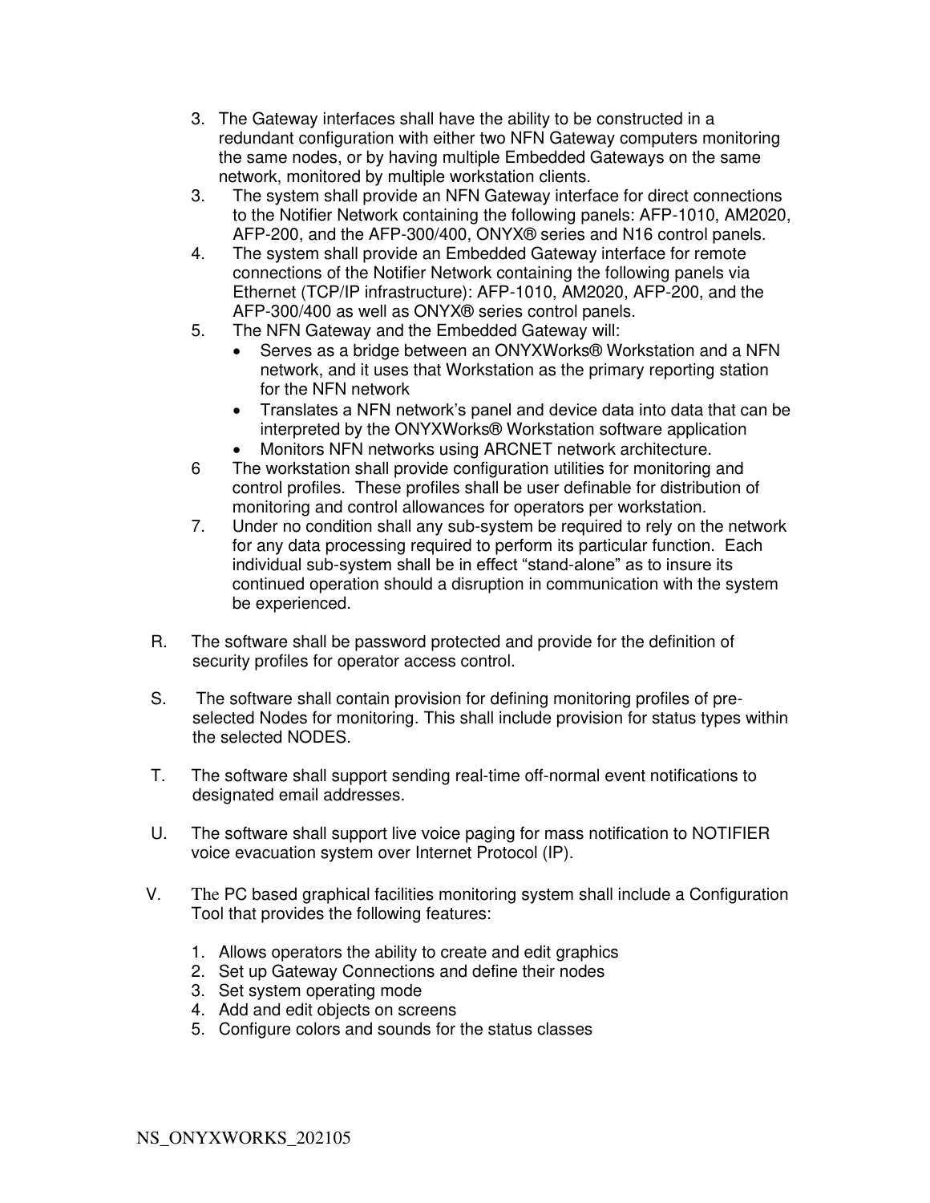3. The Gateway interfaces shall have the ability to be constructed in a redundant configuration with either two NFN Gateway computers monitoring the same nodes, or by having multiple Embedded Gateways on the same network, monitored by multiple workstation clients.
3. The system shall provide an NFN Gateway interface for direct connections to the Notifier Network containing the following panels: AFP-1010, AM2020, AFP-200, and the AFP-300/400, ONYX® series and N16 control panels.
4. The system shall provide an Embedded Gateway interface for remote connections of the Notifier Network containing the following panels via Ethernet (TCP/IP infrastructure): AFP-1010, AM2020, AFP-200, and the AFP-300/400 as well as ONYX® series control panels.
5. The NFN Gateway and the Embedded Gateway will:
   - Serves as a bridge between an ONYXWorks® Workstation and a NFN network, and it uses that Workstation as the primary reporting station for the NFN network
   - Translates a NFN network's panel and device data into data that can be interpreted by the ONYXWorks® Workstation software application
   - Monitors NFN networks using ARCNET network architecture.
6 The workstation shall provide configuration utilities for monitoring and control profiles. These profiles shall be user definable for distribution of monitoring and control allowances for operators per workstation.
7. Under no condition shall any sub-system be required to rely on the network for any data processing required to perform its particular function. Each individual sub-system shall be in effect "stand-alone" as to insure its continued operation should a disruption in communication with the system be experienced.

R. The software shall be password protected and provide for the definition of security profiles for operator access control.

S. The software shall contain provision for defining monitoring profiles of pre-selected Nodes for monitoring. This shall include provision for status types within the selected NODES.

T. The software shall support sending real-time off-normal event notifications to designated email addresses.

U. The software shall support live voice paging for mass notification to NOTIFIER voice evacuation system over Internet Protocol (IP).

V. The PC based graphical facilities monitoring system shall include a Configuration Tool that provides the following features:

1. Allows operators the ability to create and edit graphics
2. Set up Gateway Connections and define their nodes
3. Set system operating mode
4. Add and edit objects on screens
5. Configure colors and sounds for the status classes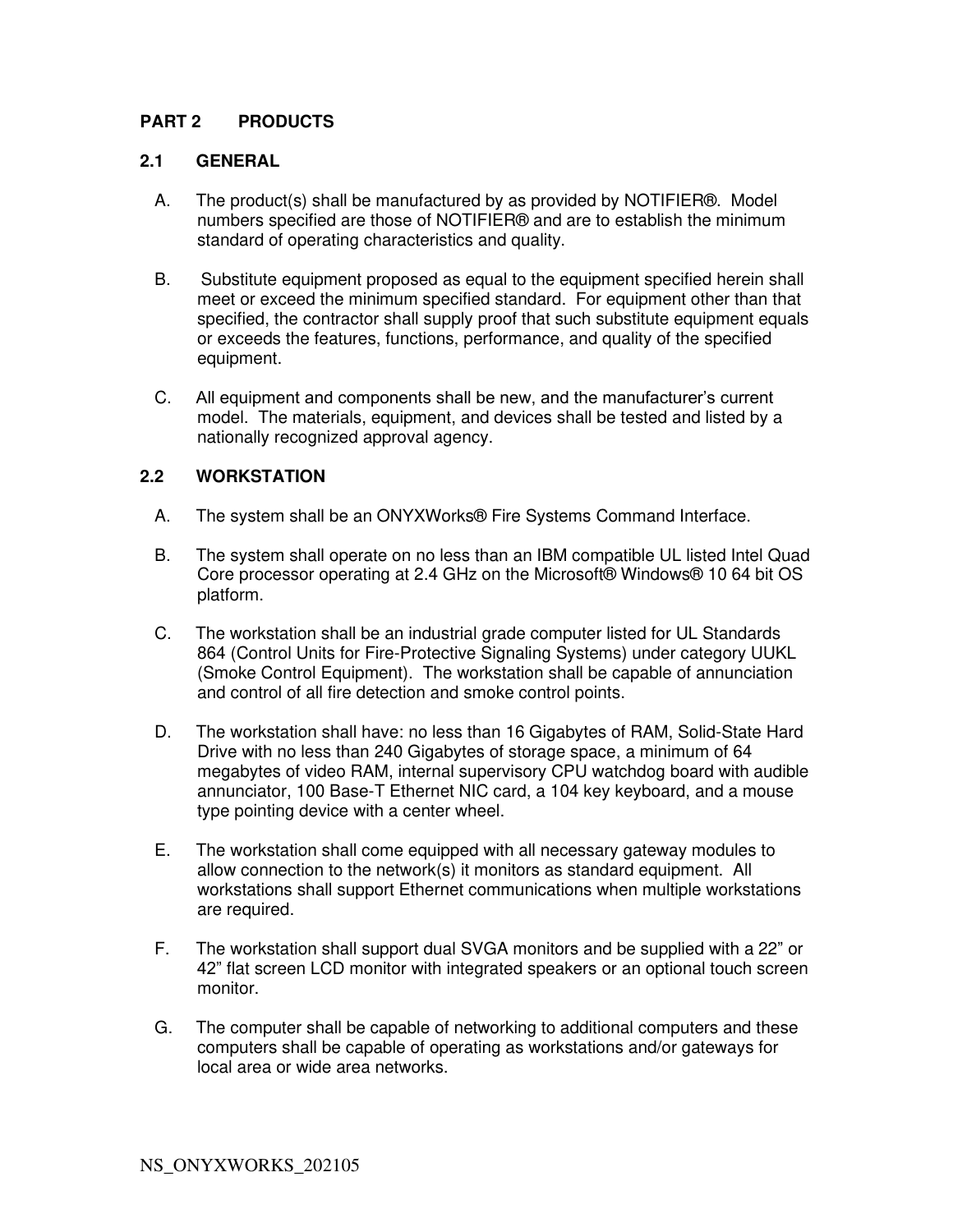## PART 2 PRODUCTS

### 2.1 GENERAL

A. The product(s) shall be manufactured by as provided by NOTIFIER®. Model numbers specified are those of NOTIFIER® and are to establish the minimum standard of operating characteristics and quality.

B. Substitute equipment proposed as equal to the equipment specified herein shall meet or exceed the minimum specified standard. For equipment other than that specified, the contractor shall supply proof that such substitute equipment equals or exceeds the features, functions, performance, and quality of the specified equipment.

C. All equipment and components shall be new, and the manufacturer's current model. The materials, equipment, and devices shall be tested and listed by a nationally recognized approval agency.

### 2.2 WORKSTATION

A. The system shall be an ONYXWorks® Fire Systems Command Interface.

B. The system shall operate on no less than an IBM compatible UL listed Intel Quad Core processor operating at 2.4 GHz on the Microsoft® Windows® 10 64 bit OS platform.

C. The workstation shall be an industrial grade computer listed for UL Standards 864 (Control Units for Fire-Protective Signaling Systems) under category UUKL (Smoke Control Equipment). The workstation shall be capable of annunciation and control of all fire detection and smoke control points.

D. The workstation shall have: no less than 16 Gigabytes of RAM, Solid-State Hard Drive with no less than 240 Gigabytes of storage space, a minimum of 64 megabytes of video RAM, internal supervisory CPU watchdog board with audible annunciator, 100 Base-T Ethernet NIC card, a 104 key keyboard, and a mouse type pointing device with a center wheel.

E. The workstation shall come equipped with all necessary gateway modules to allow connection to the network(s) it monitors as standard equipment. All workstations shall support Ethernet communications when multiple workstations are required.

F. The workstation shall support dual SVGA monitors and be supplied with a 22" or 42" flat screen LCD monitor with integrated speakers or an optional touch screen monitor.

G. The computer shall be capable of networking to additional computers and these computers shall be capable of operating as workstations and/or gateways for local area or wide area networks.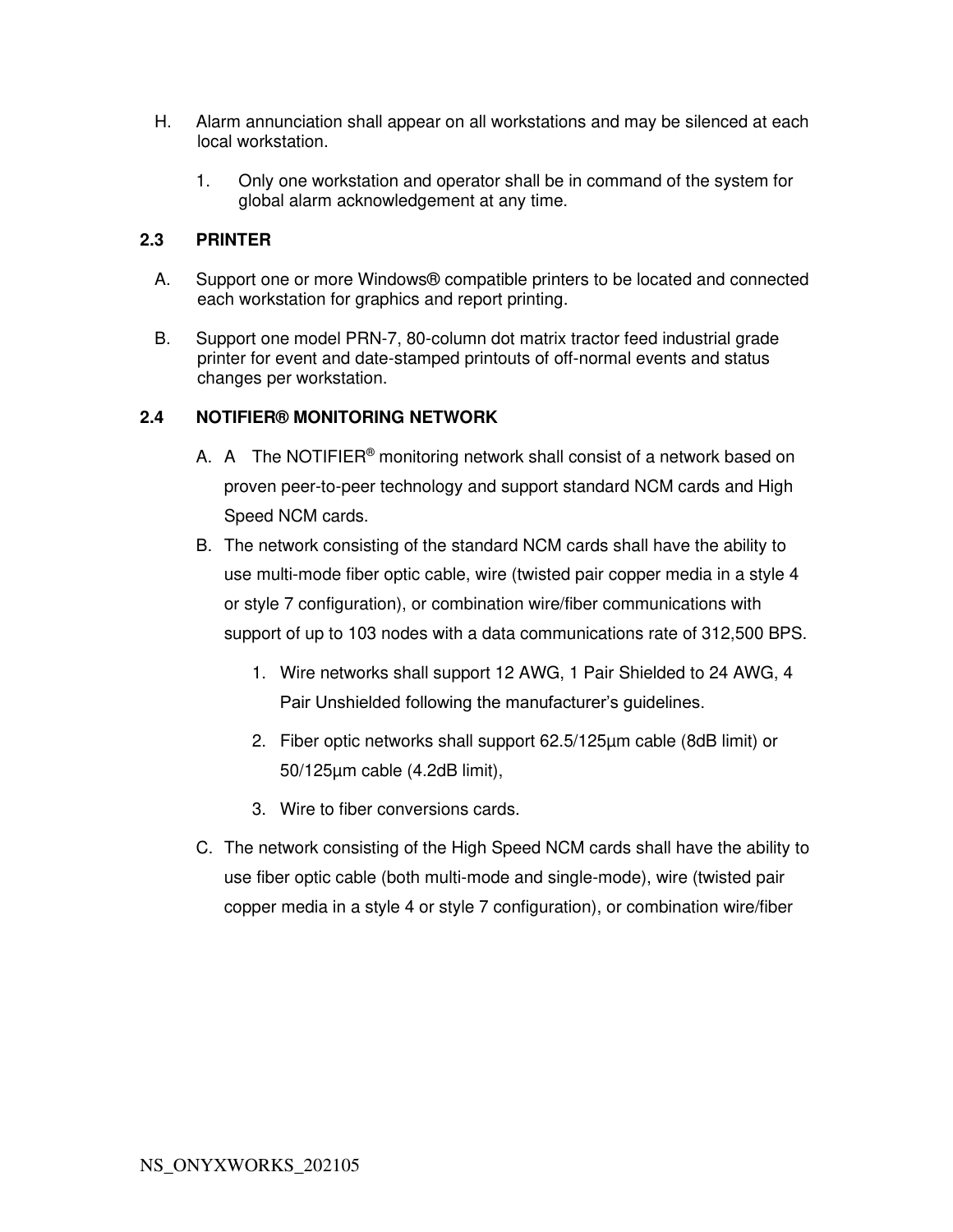H. Alarm annunciation shall appear on all workstations and may be silenced at each local workstation.

1. Only one workstation and operator shall be in command of the system for global alarm acknowledgement at any time.

**2.3 PRINTER**

A. Support one or more Windows® compatible printers to be located and connected each workstation for graphics and report printing.

B. Support one model PRN-7, 80-column dot matrix tractor feed industrial grade printer for event and date-stamped printouts of off-normal events and status changes per workstation.

**2.4 NOTIFIER® MONITORING NETWORK**

A. A The NOTIFIER® monitoring network shall consist of a network based on proven peer-to-peer technology and support standard NCM cards and High Speed NCM cards.

B. The network consisting of the standard NCM cards shall have the ability to use multi-mode fiber optic cable, wire (twisted pair copper media in a style 4 or style 7 configuration), or combination wire/fiber communications with support of up to 103 nodes with a data communications rate of 312,500 BPS.

1. Wire networks shall support 12 AWG, 1 Pair Shielded to 24 AWG, 4 Pair Unshielded following the manufacturer's guidelines.
2. Fiber optic networks shall support 62.5/125µm cable (8dB limit) or 50/125µm cable (4.2dB limit),
3. Wire to fiber conversions cards.

C. The network consisting of the High Speed NCM cards shall have the ability to use fiber optic cable (both multi-mode and single-mode), wire (twisted pair copper media in a style 4 or style 7 configuration), or combination wire/fiber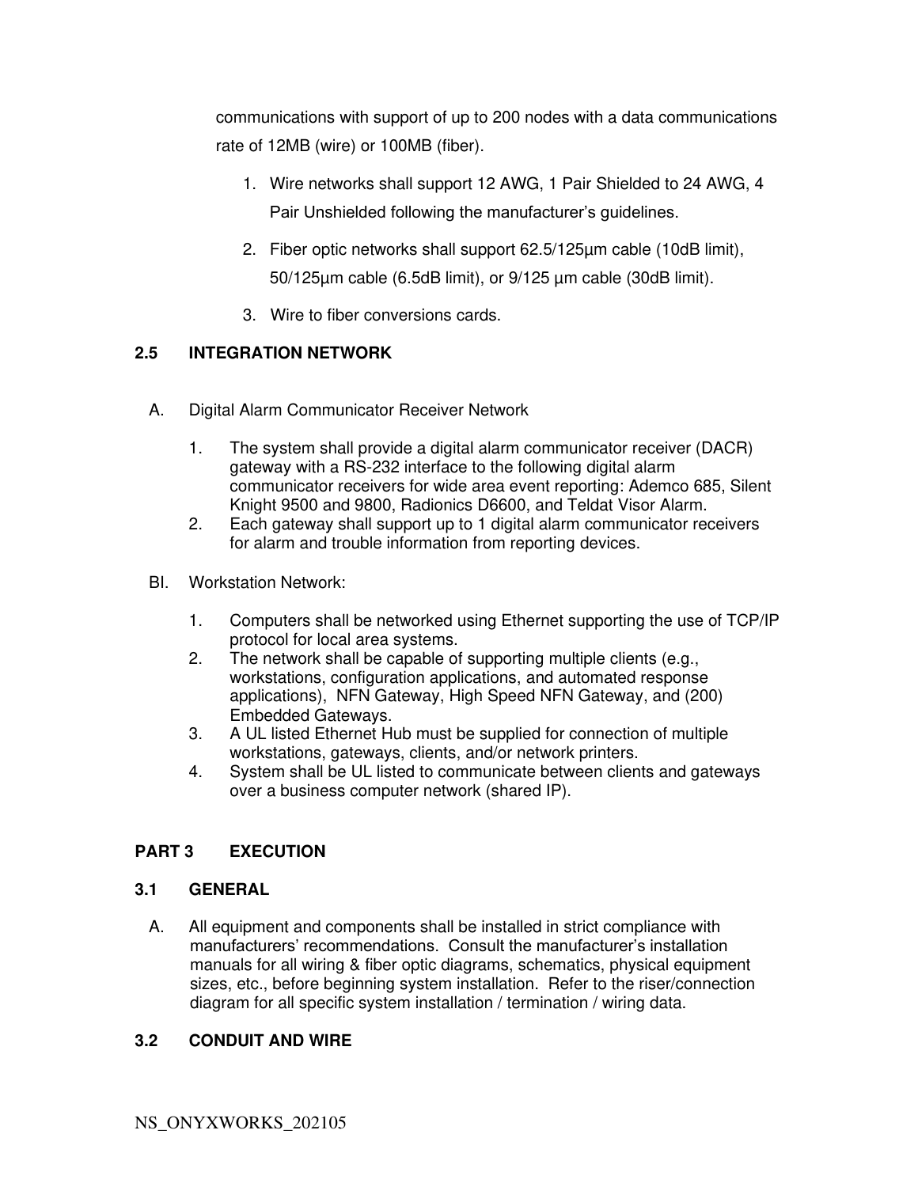communications with support of up to 200 nodes with a data communications rate of 12MB (wire) or 100MB (fiber).

1. Wire networks shall support 12 AWG, 1 Pair Shielded to 24 AWG, 4 Pair Unshielded following the manufacturer's guidelines.
2. Fiber optic networks shall support 62.5/125µm cable (10dB limit), 50/125µm cable (6.5dB limit), or 9/125 µm cable (30dB limit).
3. Wire to fiber conversions cards.

## 2.5 INTEGRATION NETWORK

A. Digital Alarm Communicator Receiver Network

1. The system shall provide a digital alarm communicator receiver (DACR) gateway with a RS-232 interface to the following digital alarm communicator receivers for wide area event reporting: Ademco 685, Silent Knight 9500 and 9800, Radionics D6600, and Teldat Visor Alarm.
2. Each gateway shall support up to 1 digital alarm communicator receivers for alarm and trouble information from reporting devices.

BI. Workstation Network:

1. Computers shall be networked using Ethernet supporting the use of TCP/IP protocol for local area systems.
2. The network shall be capable of supporting multiple clients (e.g., workstations, configuration applications, and automated response applications), NFN Gateway, High Speed NFN Gateway, and (200) Embedded Gateways.
3. A UL listed Ethernet Hub must be supplied for connection of multiple workstations, gateways, clients, and/or network printers.
4. System shall be UL listed to communicate between clients and gateways over a business computer network (shared IP).

# PART 3 EXECUTION

## 3.1 GENERAL

A. All equipment and components shall be installed in strict compliance with manufacturers' recommendations. Consult the manufacturer's installation manuals for all wiring & fiber optic diagrams, schematics, physical equipment sizes, etc., before beginning system installation. Refer to the riser/connection diagram for all specific system installation / termination / wiring data.

## 3.2 CONDUIT AND WIRE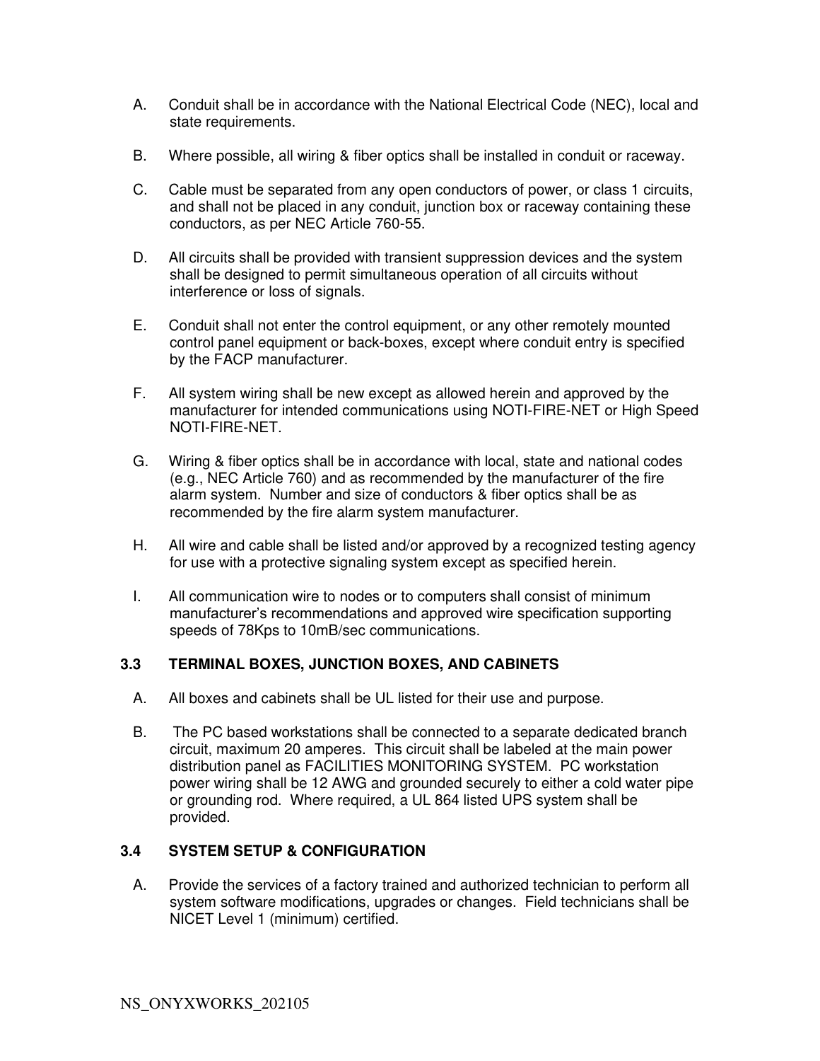A. Conduit shall be in accordance with the National Electrical Code (NEC), local and state requirements.

B. Where possible, all wiring & fiber optics shall be installed in conduit or raceway.

C. Cable must be separated from any open conductors of power, or class 1 circuits, and shall not be placed in any conduit, junction box or raceway containing these conductors, as per NEC Article 760-55.

D. All circuits shall be provided with transient suppression devices and the system shall be designed to permit simultaneous operation of all circuits without interference or loss of signals.

E. Conduit shall not enter the control equipment, or any other remotely mounted control panel equipment or back-boxes, except where conduit entry is specified by the FACP manufacturer.

F. All system wiring shall be new except as allowed herein and approved by the manufacturer for intended communications using NOTI-FIRE-NET or High Speed NOTI-FIRE-NET.

G. Wiring & fiber optics shall be in accordance with local, state and national codes (e.g., NEC Article 760) and as recommended by the manufacturer of the fire alarm system. Number and size of conductors & fiber optics shall be as recommended by the fire alarm system manufacturer.

H. All wire and cable shall be listed and/or approved by a recognized testing agency for use with a protective signaling system except as specified herein.

I. All communication wire to nodes or to computers shall consist of minimum manufacturer's recommendations and approved wire specification supporting speeds of 78Kps to 10mB/sec communications.

## 3.3 TERMINAL BOXES, JUNCTION BOXES, AND CABINETS

A. All boxes and cabinets shall be UL listed for their use and purpose.

B. The PC based workstations shall be connected to a separate dedicated branch circuit, maximum 20 amperes. This circuit shall be labeled at the main power distribution panel as FACILITIES MONITORING SYSTEM. PC workstation power wiring shall be 12 AWG and grounded securely to either a cold water pipe or grounding rod. Where required, a UL 864 listed UPS system shall be provided.

## 3.4 SYSTEM SETUP & CONFIGURATION

A. Provide the services of a factory trained and authorized technician to perform all system software modifications, upgrades or changes. Field technicians shall be NICET Level 1 (minimum) certified.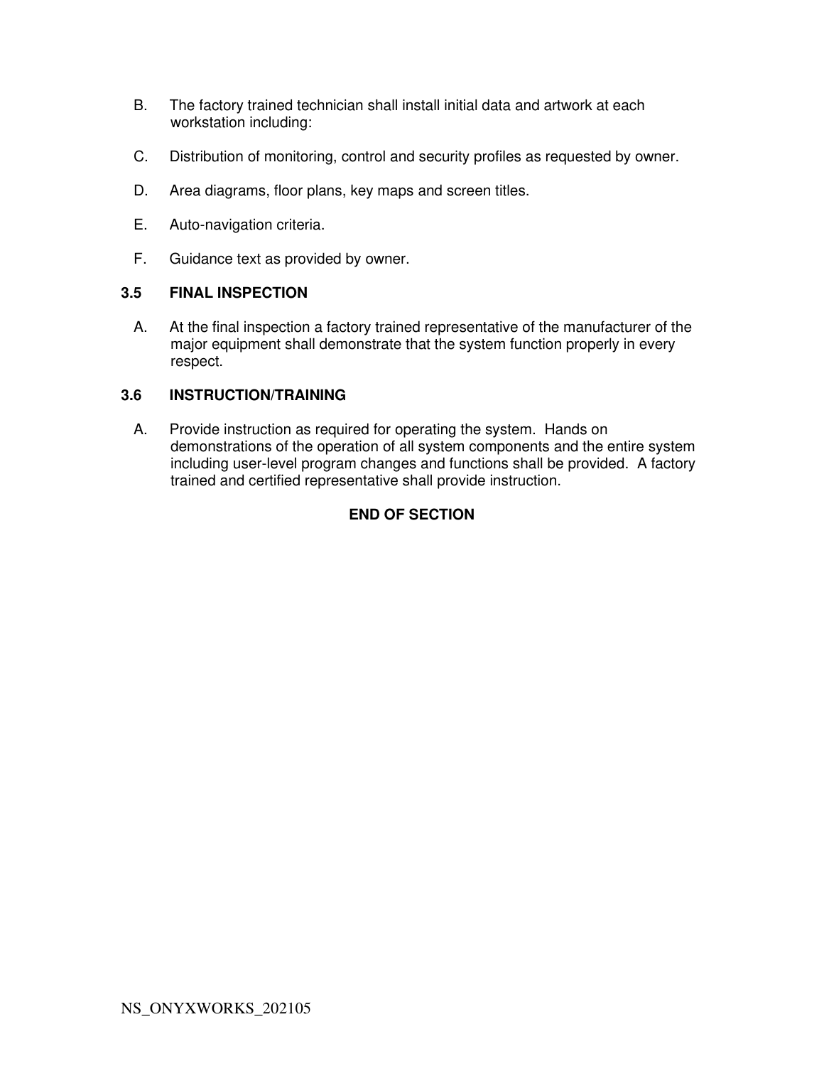B. The factory trained technician shall install initial data and artwork at each workstation including:

C. Distribution of monitoring, control and security profiles as requested by owner.

D. Area diagrams, floor plans, key maps and screen titles.

E. Auto-navigation criteria.

F. Guidance text as provided by owner.

### 3.5 FINAL INSPECTION

A. At the final inspection a factory trained representative of the manufacturer of the major equipment shall demonstrate that the system function properly in every respect.

### 3.6 INSTRUCTION/TRAINING

A. Provide instruction as required for operating the system. Hands on demonstrations of the operation of all system components and the entire system including user-level program changes and functions shall be provided. A factory trained and certified representative shall provide instruction.

**END OF SECTION**